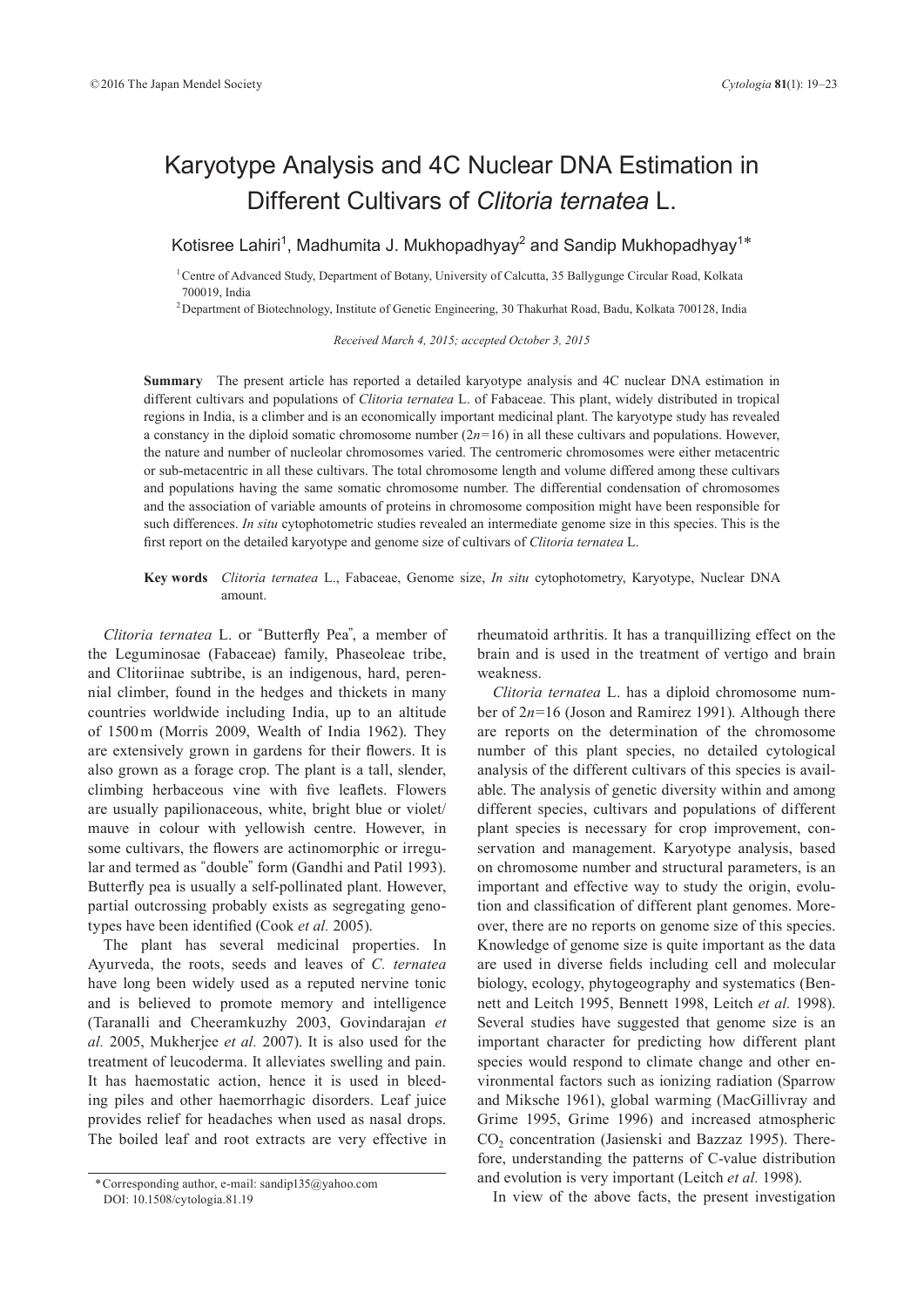# Karyotype Analysis and 4C Nuclear DNA Estimation in Different Cultivars of *Clitoria ternatea* L.

Kotisree Lahiri[1], Madhumita J. Mukhopadhyay[2] and Sandip Mukhopadhyay[1]*

[1] Centre of Advanced Study, Department of Botany, University of Calcutta, 35 Ballygunge Circular Road, Kolkata 700019, India

[2] Department of Biotechnology, Institute of Genetic Engineering, 30 Thakurhat Road, Badu, Kolkata 700128, India

*Received March 4, 2015; accepted October 3, 2015*

**Summary** The present article has reported a detailed karyotype analysis and 4C nuclear DNA estimation in different cultivars and populations of *Clitoria ternatea* L. of Fabaceae. This plant, widely distributed in tropical regions in India, is a climber and is an economically important medicinal plant. The karyotype study has revealed a constancy in the diploid somatic chromosome number ($2n=16$) in all these cultivars and populations. However, the nature and number of nucleolar chromosomes varied. The centromeric chromosomes were either metacentric or sub-metacentric in all these cultivars. The total chromosome length and volume differed among these cultivars and populations having the same somatic chromosome number. The differential condensation of chromosomes and the association of variable amounts of proteins in chromosome composition might have been responsible for such differences. *In situ* cytophotometric studies revealed an intermediate genome size in this species. This is the first report on the detailed karyotype and genome size of cultivars of *Clitoria ternatea* L.

**Key words** *Clitoria ternatea* L., Fabaceae, Genome size, *In situ* cytophotometry, Karyotype, Nuclear DNA amount.

*Clitoria ternatea* L. or "Butterfly Pea", a member of the Leguminosae (Fabaceae) family, Phaseoleae tribe, and Clitoriinae subtribe, is an indigenous, hard, perennial climber, found in the hedges and thickets in many countries worldwide including India, up to an altitude of 1500 m (Morris 2009, Wealth of India 1962). They are extensively grown in gardens for their flowers. It is also grown as a forage crop. The plant is a tall, slender, climbing herbaceous vine with five leaflets. Flowers are usually papilionaceous, white, bright blue or violet/mauve in colour with yellowish centre. However, in some cultivars, the flowers are actinomorphic or irregular and termed as "double" form (Gandhi and Patil 1993). Butterfly pea is usually a self-pollinated plant. However, partial outcrossing probably exists as segregating genotypes have been identified (Cook *et al.* 2005).

The plant has several medicinal properties. In Ayurveda, the roots, seeds and leaves of *C. ternatea* have long been widely used as a reputed nervine tonic and is believed to promote memory and intelligence (Taranalli and Cheeramkuzhy 2003, Govindarajan *et al.* 2005, Mukherjee *et al.* 2007). It is also used for the treatment of leucoderma. It alleviates swelling and pain. It has haemostatic action, hence it is used in bleeding piles and other haemorrhagic disorders. Leaf juice provides relief for headaches when used as nasal drops. The boiled leaf and root extracts are very effective in rheumatoid arthritis. It has a tranquillizing effect on the brain and is used in the treatment of vertigo and brain weakness.

*Clitoria ternatea* L. has a diploid chromosome number of $2n=16$ (Joson and Ramirez 1991). Although there are reports on the determination of the chromosome number of this plant species, no detailed cytological analysis of the different cultivars of this species is available. The analysis of genetic diversity within and among different species, cultivars and populations of different plant species is necessary for crop improvement, conservation and management. Karyotype analysis, based on chromosome number and structural parameters, is an important and effective way to study the origin, evolution and classification of different plant genomes. Moreover, there are no reports on genome size of this species. Knowledge of genome size is quite important as the data are used in diverse fields including cell and molecular biology, ecology, phytogeography and systematics (Bennett and Leitch 1995, Bennett 1998, Leitch *et al.* 1998). Several studies have suggested that genome size is an important character for predicting how different plant species would respond to climate change and other environmental factors such as ionizing radiation (Sparrow and Miksche 1961), global warming (MacGillivray and Grime 1995, Grime 1996) and increased atmospheric $CO_2$ concentration (Jasienski and Bazzaz 1995). Therefore, understanding the patterns of C-value distribution and evolution is very important (Leitch *et al.* 1998).

In view of the above facts, the present investigation

*Corresponding author, e-mail: sandip135@yahoo.com
DOI: 10.1508/cytologia.81.19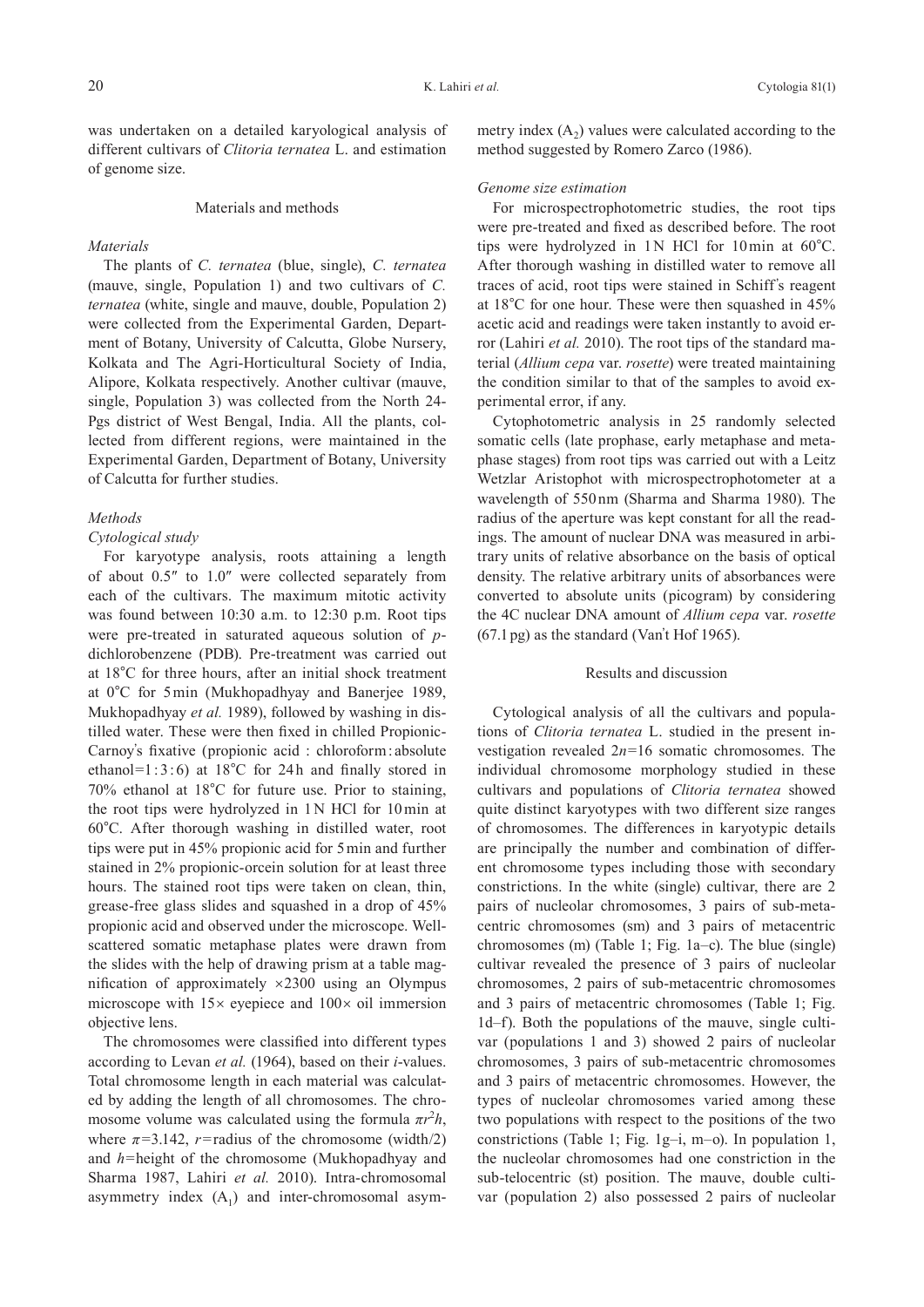was undertaken on a detailed karyological analysis of different cultivars of *Clitoria ternatea* L. and estimation of genome size.

## Materials and methods

### *Materials*

The plants of *C. ternatea* (blue, single), *C. ternatea* (mauve, single, Population 1) and two cultivars of *C. ternatea* (white, single and mauve, double, Population 2) were collected from the Experimental Garden, Department of Botany, University of Calcutta, Globe Nursery, Kolkata and The Agri-Horticultural Society of India, Alipore, Kolkata respectively. Another cultivar (mauve, single, Population 3) was collected from the North 24-Pgs district of West Bengal, India. All the plants, collected from different regions, were maintained in the Experimental Garden, Department of Botany, University of Calcutta for further studies.

### *Methods*

#### *Cytological study*

For karyotype analysis, roots attaining a length of about 0.5″ to 1.0″ were collected separately from each of the cultivars. The maximum mitotic activity was found between 10:30 a.m. to 12:30 p.m. Root tips were pre-treated in saturated aqueous solution of *p*-dichlorobenzene (PDB). Pre-treatment was carried out at 18°C for three hours, after an initial shock treatment at 0°C for 5 min (Mukhopadhyay and Banerjee 1989, Mukhopadhyay *et al.* 1989), followed by washing in distilled water. These were then fixed in chilled Propionic-Carnoy's fixative (propionic acid : chloroform : absolute ethanol=1 : 3 : 6) at 18°C for 24 h and finally stored in 70% ethanol at 18°C for future use. Prior to staining, the root tips were hydrolyzed in 1 N HCl for 10 min at 60°C. After thorough washing in distilled water, root tips were put in 45% propionic acid for 5 min and further stained in 2% propionic-orcein solution for at least three hours. The stained root tips were taken on clean, thin, grease-free glass slides and squashed in a drop of 45% propionic acid and observed under the microscope. Well-scattered somatic metaphase plates were drawn from the slides with the help of drawing prism at a table magnification of approximately ×2300 using an Olympus microscope with 15× eyepiece and 100× oil immersion objective lens.

The chromosomes were classified into different types according to Levan *et al.* (1964), based on their *i*-values. Total chromosome length in each material was calculated by adding the length of all chromosomes. The chromosome volume was calculated using the formula $\pi r^2 h$, where $\pi$=3.142, $r$=radius of the chromosome (width/2) and $h$=height of the chromosome (Mukhopadhyay and Sharma 1987, Lahiri *et al.* 2010). Intra-chromosomal asymmetry index ($A_1$) and inter-chromosomal asymmetry index ($A_2$) values were calculated according to the method suggested by Romero Zarco (1986).

#### *Genome size estimation*

For microspectrophotometric studies, the root tips were pre-treated and fixed as described before. The root tips were hydrolyzed in 1 N HCl for 10 min at 60°C. After thorough washing in distilled water to remove all traces of acid, root tips were stained in Schiff's reagent at 18°C for one hour. These were then squashed in 45% acetic acid and readings were taken instantly to avoid error (Lahiri *et al.* 2010). The root tips of the standard material (*Allium cepa* var. *rosette*) were treated maintaining the condition similar to that of the samples to avoid experimental error, if any.

Cytophotometric analysis in 25 randomly selected somatic cells (late prophase, early metaphase and metaphase stages) from root tips was carried out with a Leitz Wetzlar Aristophot with microspectrophotometer at a wavelength of 550 nm (Sharma and Sharma 1980). The radius of the aperture was kept constant for all the readings. The amount of nuclear DNA was measured in arbitrary units of relative absorbance on the basis of optical density. The relative arbitrary units of absorbances were converted to absolute units (picogram) by considering the 4C nuclear DNA amount of *Allium cepa* var. *rosette* (67.1 pg) as the standard (Van't Hof 1965).

## Results and discussion

Cytological analysis of all the cultivars and populations of *Clitoria ternatea* L. studied in the present investigation revealed 2*n*=16 somatic chromosomes. The individual chromosome morphology studied in these cultivars and populations of *Clitoria ternatea* showed quite distinct karyotypes with two different size ranges of chromosomes. The differences in karyotypic details are principally the number and combination of different chromosome types including those with secondary constrictions. In the white (single) cultivar, there are 2 pairs of nucleolar chromosomes, 3 pairs of sub-metacentric chromosomes (sm) and 3 pairs of metacentric chromosomes (m) (Table 1; Fig. 1a–c). The blue (single) cultivar revealed the presence of 3 pairs of nucleolar chromosomes, 2 pairs of sub-metacentric chromosomes and 3 pairs of metacentric chromosomes (Table 1; Fig. 1d–f). Both the populations of the mauve, single cultivar (populations 1 and 3) showed 2 pairs of nucleolar chromosomes, 3 pairs of sub-metacentric chromosomes and 3 pairs of metacentric chromosomes. However, the types of nucleolar chromosomes varied among these two populations with respect to the positions of the two constrictions (Table 1; Fig. 1g–i, m–o). In population 1, the nucleolar chromosomes had one constriction in the sub-telocentric (st) position. The mauve, double cultivar (population 2) also possessed 2 pairs of nucleolar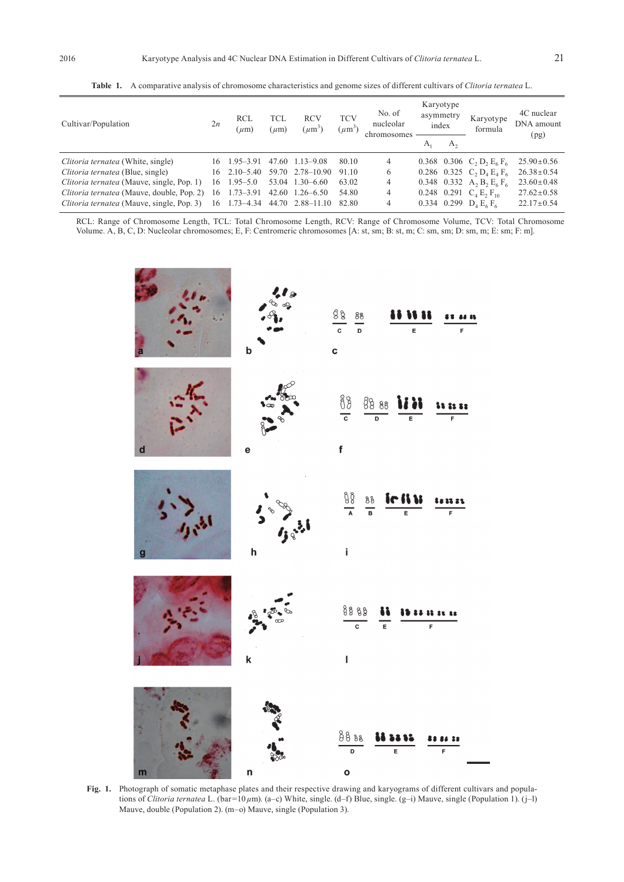**Table 1.** A comparative analysis of chromosome characteristics and genome sizes of different cultivars of *Clitoria ternatea* L.

| Cultivar/Population | 2*n* | RCL ($\mu$m) | TCL ($\mu$m) | RCV ($\mu m^3$) | TCV ($\mu m^3$) | No. of nucleolar chromosomes | Karyotype asymmetry index | | Karyotype formula | 4C nuclear DNA amount (pg) |
|---|---|---|---|---|---|---|---|---|---|---|
| | | | | | | | $A_1$ | $A_2$ | | |
| *Clitoria ternatea* (White, single) | 16 | 1.95–3.91 | 47.60 | 1.13–9.08 | 80.10 | 4 | 0.368 | 0.306 | $C_2\,D_2\,E_6\,F_6$ | 25.90±0.56 |
| *Clitoria ternatea* (Blue, single) | 16 | 2.10–5.40 | 59.70 | 2.78–10.90 | 91.10 | 6 | 0.286 | 0.325 | $C_2\,D_4\,E_4\,F_6$ | 26.38±0.54 |
| *Clitoria ternatea* (Mauve, single, Pop. 1) | 16 | 1.95–5.0 | 53.04 | 1.30–6.60 | 63.02 | 4 | 0.348 | 0.332 | $A_2\,B_2\,E_6\,F_6$ | 23.60±0.48 |
| *Clitoria ternatea* (Mauve, double, Pop. 2) | 16 | 1.73–3.91 | 42.60 | 1.26–6.50 | 54.80 | 4 | 0.248 | 0.291 | $C_4\,E_2\,F_{10}$ | 27.62±0.58 |
| *Clitoria ternatea* (Mauve, single, Pop. 3) | 16 | 1.73–4.34 | 44.70 | 2.88–11.10 | 82.80 | 4 | 0.334 | 0.299 | $D_4\,E_6\,F_6$ | 22.17±0.54 |

RCL: Range of Chromosome Length, TCL: Total Chromosome Length, RCV: Range of Chromosome Volume, TCV: Total Chromosome Volume. A, B, C, D: Nucleolar chromosomes; E, F: Centromeric chromosomes [A: st, sm; B: st, m; C: sm, sm; D: sm, m; E: sm; F: m].

**Fig. 1.** Photograph of somatic metaphase plates and their respective drawing and karyograms of different cultivars and populations of *Clitoria ternatea* L. (bar=10 $\mu$m). (a–c) White, single. (d–f) Blue, single. (g–i) Mauve, single (Population 1). (j–l) Mauve, double (Population 2). (m–o) Mauve, single (Population 3).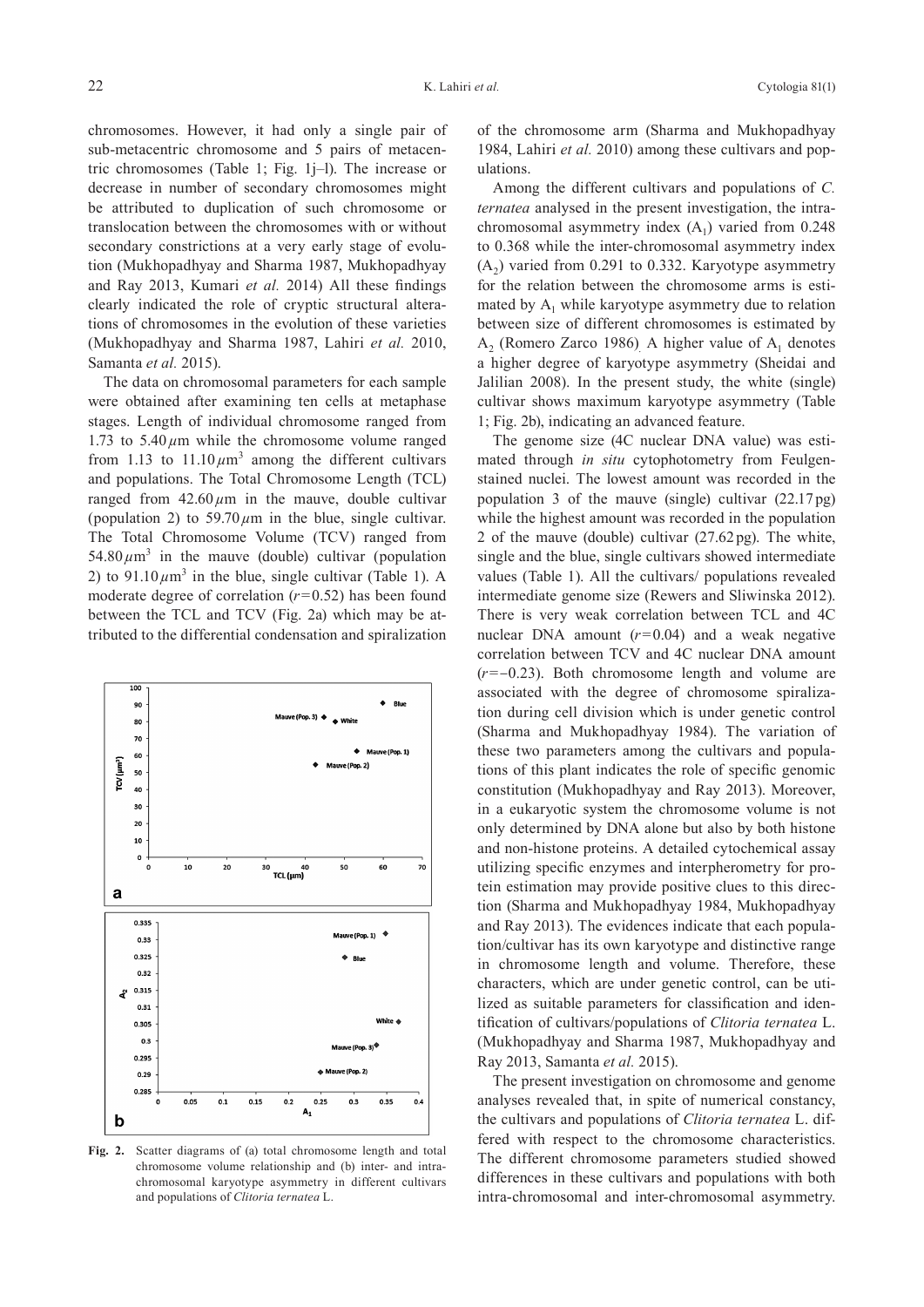chromosomes. However, it had only a single pair of sub-metacentric chromosome and 5 pairs of metacentric chromosomes (Table 1; Fig. 1j–l). The increase or decrease in number of secondary chromosomes might be attributed to duplication of such chromosome or translocation between the chromosomes with or without secondary constrictions at a very early stage of evolution (Mukhopadhyay and Sharma 1987, Mukhopadhyay and Ray 2013, Kumari *et al.* 2014) All these findings clearly indicated the role of cryptic structural alterations of chromosomes in the evolution of these varieties (Mukhopadhyay and Sharma 1987, Lahiri *et al.* 2010, Samanta *et al.* 2015).

The data on chromosomal parameters for each sample were obtained after examining ten cells at metaphase stages. Length of individual chromosome ranged from 1.73 to 5.40 $\mu$m while the chromosome volume ranged from 1.13 to 11.10 $\mu m^3$ among the different cultivars and populations. The Total Chromosome Length (TCL) ranged from 42.60 $\mu$m in the mauve, double cultivar (population 2) to 59.70 $\mu$m in the blue, single cultivar. The Total Chromosome Volume (TCV) ranged from 54.80 $\mu m^3$ in the mauve (double) cultivar (population 2) to 91.10 $\mu m^3$ in the blue, single cultivar (Table 1). A moderate degree of correlation ($r=0.52$) has been found between the TCL and TCV (Fig. 2a) which may be attributed to the differential condensation and spiralization of the chromosome arm (Sharma and Mukhopadhyay 1984, Lahiri *et al.* 2010) among these cultivars and populations.

Fig. 2. Scatter diagrams of (a) total chromosome length and total chromosome volume relationship and (b) inter- and intra-chromosomal karyotype asymmetry in different cultivars and populations of *Clitoria ternatea* L.

Among the different cultivars and populations of *C. ternatea* analysed in the present investigation, the intra-chromosomal asymmetry index ($A_1$) varied from 0.248 to 0.368 while the inter-chromosomal asymmetry index ($A_2$) varied from 0.291 to 0.332. Karyotype asymmetry for the relation between the chromosome arms is estimated by $A_1$ while karyotype asymmetry due to relation between size of different chromosomes is estimated by $A_2$ (Romero Zarco 1986). A higher value of $A_1$ denotes a higher degree of karyotype asymmetry (Sheidai and Jalilian 2008). In the present study, the white (single) cultivar shows maximum karyotype asymmetry (Table 1; Fig. 2b), indicating an advanced feature.

The genome size (4C nuclear DNA value) was estimated through *in situ* cytophotometry from Feulgen-stained nuclei. The lowest amount was recorded in the population 3 of the mauve (single) cultivar (22.17 pg) while the highest amount was recorded in the population 2 of the mauve (double) cultivar (27.62 pg). The white, single and the blue, single cultivars showed intermediate values (Table 1). All the cultivars/ populations revealed intermediate genome size (Rewers and Sliwinska 2012). There is very weak correlation between TCL and 4C nuclear DNA amount ($r=0.04$) and a weak negative correlation between TCV and 4C nuclear DNA amount ($r=-0.23$). Both chromosome length and volume are associated with the degree of chromosome spiralization during cell division which is under genetic control (Sharma and Mukhopadhyay 1984). The variation of these two parameters among the cultivars and populations of this plant indicates the role of specific genomic constitution (Mukhopadhyay and Ray 2013). Moreover, in a eukaryotic system the chromosome volume is not only determined by DNA alone but also by both histone and non-histone proteins. A detailed cytochemical assay utilizing specific enzymes and interpherometry for protein estimation may provide positive clues to this direction (Sharma and Mukhopadhyay 1984, Mukhopadhyay and Ray 2013). The evidences indicate that each population/cultivar has its own karyotype and distinctive range in chromosome length and volume. Therefore, these characters, which are under genetic control, can be utilized as suitable parameters for classification and identification of cultivars/populations of *Clitoria ternatea* L. (Mukhopadhyay and Sharma 1987, Mukhopadhyay and Ray 2013, Samanta *et al.* 2015).

The present investigation on chromosome and genome analyses revealed that, in spite of numerical constancy, the cultivars and populations of *Clitoria ternatea* L. differed with respect to the chromosome characteristics. The different chromosome parameters studied showed differences in these cultivars and populations with both intra-chromosomal and inter-chromosomal asymmetry.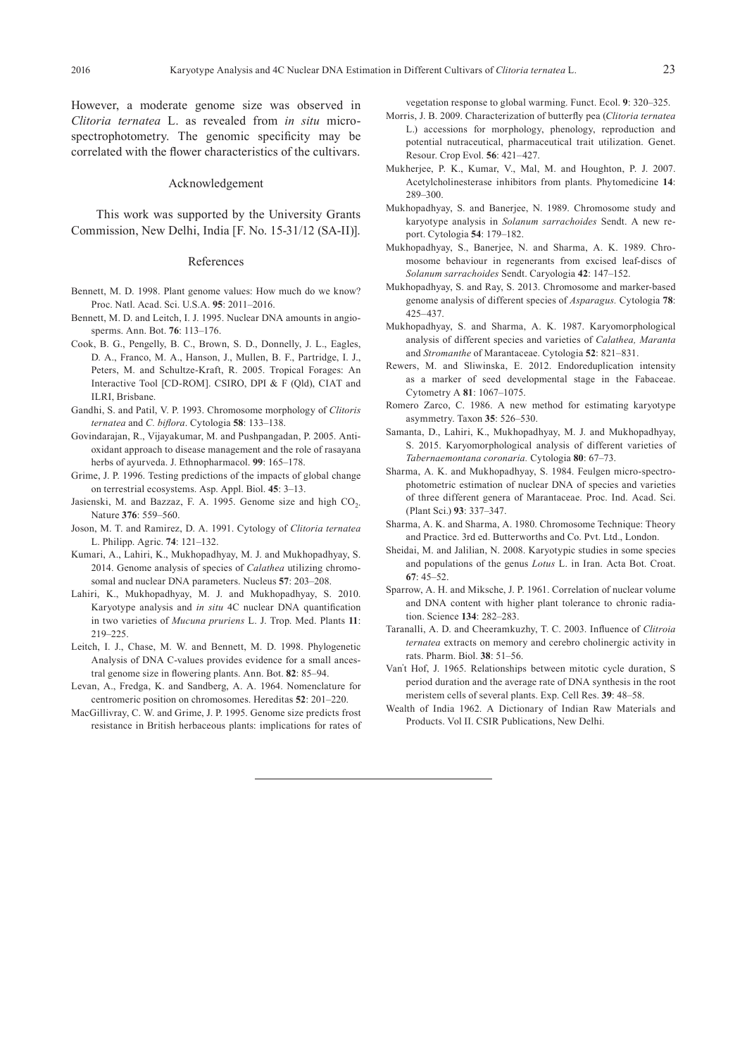However, a moderate genome size was observed in *Clitoria ternatea* L. as revealed from *in situ* microspectrophotometry. The genomic specificity may be correlated with the flower characteristics of the cultivars.

## Acknowledgement

This work was supported by the University Grants Commission, New Delhi, India [F. No. 15-31/12 (SA-II)].

## References

Bennett, M. D. 1998. Plant genome values: How much do we know? Proc. Natl. Acad. Sci. U.S.A. **95**: 2011–2016.

Bennett, M. D. and Leitch, I. J. 1995. Nuclear DNA amounts in angiosperms. Ann. Bot. **76**: 113–176.

Cook, B. G., Pengelly, B. C., Brown, S. D., Donnelly, J. L., Eagles, D. A., Franco, M. A., Hanson, J., Mullen, B. F., Partridge, I. J., Peters, M. and Schultze-Kraft, R. 2005. Tropical Forages: An Interactive Tool [CD-ROM]. CSIRO, DPI & F (Qld), CIAT and ILRI, Brisbane.

Gandhi, S. and Patil, V. P. 1993. Chromosome morphology of *Clitoris ternatea* and *C. biflora*. Cytologia **58**: 133–138.

Govindarajan, R., Vijayakumar, M. and Pushpangadan, P. 2005. Antioxidant approach to disease management and the role of rasayana herbs of ayurveda. J. Ethnopharmacol. **99**: 165–178.

Grime, J. P. 1996. Testing predictions of the impacts of global change on terrestrial ecosystems. Asp. Appl. Biol. **45**: 3–13.

Jasienski, M. and Bazzaz, F. A. 1995. Genome size and high $CO_2$. Nature **376**: 559–560.

Joson, M. T. and Ramirez, D. A. 1991. Cytology of *Clitoria ternatea* L. Philipp. Agric. **74**: 121–132.

Kumari, A., Lahiri, K., Mukhopadhyay, M. J. and Mukhopadhyay, S. 2014. Genome analysis of species of *Calathea* utilizing chromosomal and nuclear DNA parameters. Nucleus **57**: 203–208.

Lahiri, K., Mukhopadhyay, M. J. and Mukhopadhyay, S. 2010. Karyotype analysis and *in situ* 4C nuclear DNA quantification in two varieties of *Mucuna pruriens* L. J. Trop. Med. Plants **11**: 219–225.

Leitch, I. J., Chase, M. W. and Bennett, M. D. 1998. Phylogenetic Analysis of DNA C-values provides evidence for a small ancestral genome size in flowering plants. Ann. Bot. **82**: 85–94.

Levan, A., Fredga, K. and Sandberg, A. A. 1964. Nomenclature for centromeric position on chromosomes. Hereditas **52**: 201–220.

MacGillivray, C. W. and Grime, J. P. 1995. Genome size predicts frost resistance in British herbaceous plants: implications for rates of vegetation response to global warming. Funct. Ecol. **9**: 320–325.

Morris, J. B. 2009. Characterization of butterfly pea (*Clitoria ternatea* L.) accessions for morphology, phenology, reproduction and potential nutraceutical, pharmaceutical trait utilization. Genet. Resour. Crop Evol. **56**: 421–427.

Mukherjee, P. K., Kumar, V., Mal, M. and Houghton, P. J. 2007. Acetylcholinesterase inhibitors from plants. Phytomedicine **14**: 289–300.

Mukhopadhyay, S. and Banerjee, N. 1989. Chromosome study and karyotype analysis in *Solanum sarrachoides* Sendt. A new report. Cytologia **54**: 179–182.

Mukhopadhyay, S., Banerjee, N. and Sharma, A. K. 1989. Chromosome behaviour in regenerants from excised leaf-discs of *Solanum sarrachoides* Sendt. Caryologia **42**: 147–152.

Mukhopadhyay, S. and Ray, S. 2013. Chromosome and marker-based genome analysis of different species of *Asparagus.* Cytologia **78**: 425–437.

Mukhopadhyay, S. and Sharma, A. K. 1987. Karyomorphological analysis of different species and varieties of *Calathea, Maranta* and *Stromanthe* of Marantaceae. Cytologia **52**: 821–831.

Rewers, M. and Sliwinska, E. 2012. Endoreduplication intensity as a marker of seed developmental stage in the Fabaceae. Cytometry A **81**: 1067–1075.

Romero Zarco, C. 1986. A new method for estimating karyotype asymmetry. Taxon **35**: 526–530.

Samanta, D., Lahiri, K., Mukhopadhyay, M. J. and Mukhopadhyay, S. 2015. Karyomorphological analysis of different varieties of *Tabernaemontana coronaria.* Cytologia **80**: 67–73.

Sharma, A. K. and Mukhopadhyay, S. 1984. Feulgen micro-spectrophotometric estimation of nuclear DNA of species and varieties of three different genera of Marantaceae. Proc. Ind. Acad. Sci. (Plant Sci.) **93**: 337–347.

Sharma, A. K. and Sharma, A. 1980. Chromosome Technique: Theory and Practice. 3rd ed. Butterworths and Co. Pvt. Ltd., London.

Sheidai, M. and Jalilian, N. 2008. Karyotypic studies in some species and populations of the genus *Lotus* L. in Iran. Acta Bot. Croat. **67**: 45–52.

Sparrow, A. H. and Miksche, J. P. 1961. Correlation of nuclear volume and DNA content with higher plant tolerance to chronic radiation. Science **134**: 282–283.

Taranalli, A. D. and Cheeramkuzhy, T. C. 2003. Influence of *Clitroia ternatea* extracts on memory and cerebro cholinergic activity in rats. Pharm. Biol. **38**: 51–56.

Van't Hof, J. 1965. Relationships between mitotic cycle duration, S period duration and the average rate of DNA synthesis in the root meristem cells of several plants. Exp. Cell Res. **39**: 48–58.

Wealth of India 1962. A Dictionary of Indian Raw Materials and Products. Vol II. CSIR Publications, New Delhi.